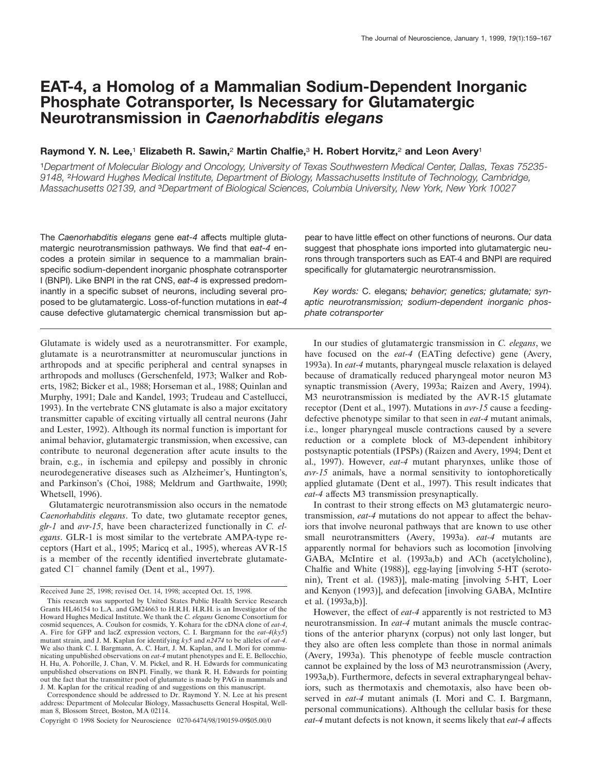# EAT-4, a Homolog of a Mammalian Sodium-Dependent Inorganic Phosphate Cotransporter, Is Necessary for Glutamatergic Neurotransmission in *Caenorhabditis elegans*

**Raymond Y. N. Lee,[1] Elizabeth R. Sawin,[2] Martin Chalfie,[3] H. Robert Horvitz,[2] and Leon Avery[1]**

[1]*Department of Molecular Biology and Oncology, University of Texas Southwestern Medical Center, Dallas, Texas 75235-9148,* [2]*Howard Hughes Medical Institute, Department of Biology, Massachusetts Institute of Technology, Cambridge, Massachusetts 02139, and* [3]*Department of Biological Sciences, Columbia University, New York, New York 10027*

The *Caenorhabditis elegans* gene *eat-4* affects multiple glutamatergic neurotransmission pathways. We find that *eat-4* encodes a protein similar in sequence to a mammalian brain-specific sodium-dependent inorganic phosphate cotransporter I (BNPI). Like BNPI in the rat CNS, *eat-4* is expressed predominantly in a specific subset of neurons, including several proposed to be glutamatergic. Loss-of-function mutations in *eat-4* cause defective glutamatergic chemical transmission but appear to have little effect on other functions of neurons. Our data suggest that phosphate ions imported into glutamatergic neurons through transporters such as EAT-4 and BNPI are required specifically for glutamatergic neurotransmission.

*Key words:* C. elegans*; behavior; genetics; glutamate; synaptic neurotransmission; sodium-dependent inorganic phosphate cotransporter*

Glutamate is widely used as a neurotransmitter. For example, glutamate is a neurotransmitter at neuromuscular junctions in arthropods and at specific peripheral and central synapses in arthropods and molluscs (Gerschenfeld, 1973; Walker and Roberts, 1982; Bicker et al., 1988; Horseman et al., 1988; Quinlan and Murphy, 1991; Dale and Kandel, 1993; Trudeau and Castellucci, 1993). In the vertebrate CNS glutamate is also a major excitatory transmitter capable of exciting virtually all central neurons (Jahr and Lester, 1992). Although its normal function is important for animal behavior, glutamatergic transmission, when excessive, can contribute to neuronal degeneration after acute insults to the brain, e.g., in ischemia and epilepsy and possibly in chronic neurodegenerative diseases such as Alzheimer's, Huntington's, and Parkinson's (Choi, 1988; Meldrum and Garthwaite, 1990; Whetsell, 1996).

Glutamatergic neurotransmission also occurs in the nematode *Caenorhabditis elegans*. To date, two glutamate receptor genes, *glr-1* and *avr-15*, have been characterized functionally in *C. elegans*. GLR-1 is most similar to the vertebrate AMPA-type receptors (Hart et al., 1995; Maricq et al., 1995), whereas AVR-15 is a member of the recently identified invertebrate glutamate-gated $Cl^-$ channel family (Dent et al., 1997).

In our studies of glutamatergic transmission in *C. elegans*, we have focused on the *eat-4* (EATing defective) gene (Avery, 1993a). In *eat-4* mutants, pharyngeal muscle relaxation is delayed because of dramatically reduced pharyngeal motor neuron M3 synaptic transmission (Avery, 1993a; Raizen and Avery, 1994). M3 neurotransmission is mediated by the AVR-15 glutamate receptor (Dent et al., 1997). Mutations in *avr-15* cause a feeding-defective phenotype similar to that seen in *eat-4* mutant animals, i.e., longer pharyngeal muscle contractions caused by a severe reduction or a complete block of M3-dependent inhibitory postsynaptic potentials (IPSPs) (Raizen and Avery, 1994; Dent et al., 1997). However, *eat-4* mutant pharynxes, unlike those of *avr-15* animals, have a normal sensitivity to iontophoretically applied glutamate (Dent et al., 1997). This result indicates that *eat-4* affects M3 transmission presynaptically.

In contrast to their strong effects on M3 glutamatergic neurotransmission, *eat-4* mutations do not appear to affect the behaviors that involve neuronal pathways that are known to use other small neurotransmitters (Avery, 1993a). *eat-4* mutants are apparently normal for behaviors such as locomotion [involving GABA, McIntire et al. (1993a,b) and ACh (acetylcholine), Chalfie and White (1988)], egg-laying [involving 5-HT (serotonin), Trent et al. (1983)], male-mating [involving 5-HT, Loer and Kenyon (1993)], and defecation [involving GABA, McIntire et al. (1993a,b)].

However, the effect of *eat-4* apparently is not restricted to M3 neurotransmission. In *eat-4* mutant animals the muscle contractions of the anterior pharynx (corpus) not only last longer, but they also are often less complete than those in normal animals (Avery, 1993a). This phenotype of feeble muscle contraction cannot be explained by the loss of M3 neurotransmission (Avery, 1993a,b). Furthermore, defects in several extrapharyngeal behaviors, such as thermotaxis and chemotaxis, also have been observed in *eat-4* mutant animals (I. Mori and C. I. Bargmann, personal communications). Although the cellular basis for these *eat-4* mutant defects is not known, it seems likely that *eat-4* affects

Received June 25, 1998; revised Oct. 14, 1998; accepted Oct. 15, 1998.

This research was supported by United States Public Health Service Research Grants HL46154 to L.A. and GM24663 to H.R.H. H.R.H. is an Investigator of the Howard Hughes Medical Institute. We thank the *C. elegans* Genome Consortium for cosmid sequences, A. Coulson for cosmids, Y. Kohara for the cDNA clone of *eat-4*, A. Fire for GFP and lacZ expression vectors, C. I. Bargmann for the *eat-4*(*ky5*) mutant strain, and J. M. Kaplan for identifying *ky5* and *n2474* to be alleles of *eat-4*. We also thank C. I. Bargmann, A. C. Hart, J. M. Kaplan, and I. Mori for communicating unpublished observations on *eat-4* mutant phenotypes and E. E. Bellocchio, H. Hu, A. Pohorille, J. Chan, V. M. Pickel, and R. H. Edwards for communicating unpublished observations on BNPI. Finally, we thank R. H. Edwards for pointing out the fact that the transmitter pool of glutamate is made by PAG in mammals and J. M. Kaplan for the critical reading of and suggestions on this manuscript.

Correspondence should be addressed to Dr. Raymond Y. N. Lee at his present address: Department of Molecular Biology, Massachusetts General Hospital, Wellman 8, Blossom Street, Boston, MA 02114.

Copyright © 1998 Society for Neuroscience 0270-6474/98/190159-09$05.00/0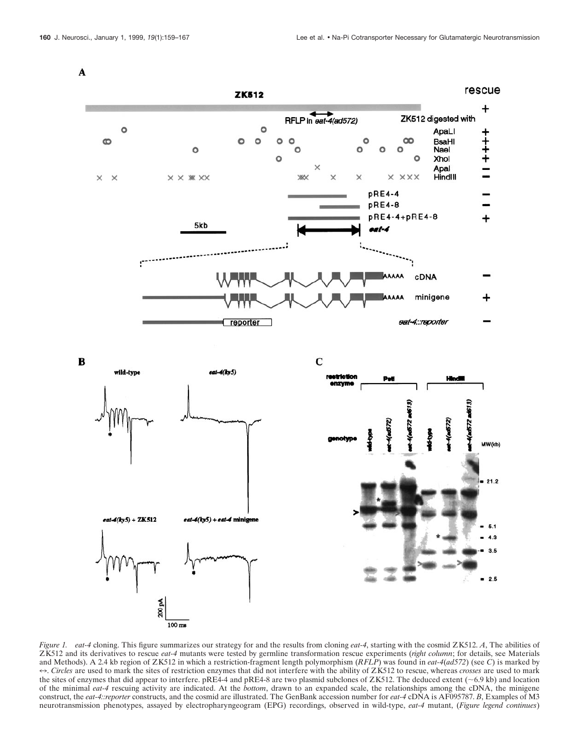*Figure 1.* *eat-4* cloning. This figure summarizes our strategy for and the results from cloning *eat-4*, starting with the cosmid ZK512. *A*, The abilities of ZK512 and its derivatives to rescue *eat-4* mutants were tested by germline transformation rescue experiments (*right column*; for details, see Materials and Methods). A 2.4 kb region of ZK512 in which a restriction-fragment length polymorphism (*RFLP*) was found in *eat-4(ad572)* (see *C*) is marked by ↔. *Circles* are used to mark the sites of restriction enzymes that did not interfere with the ability of ZK512 to rescue, whereas *crosses* are used to mark the sites of enzymes that did appear to interfere. pRE4-4 and pRE4-8 are two plasmid subclones of ZK512. The deduced extent (~6.9 kb) and location of the minimal *eat-4* rescuing activity are indicated. At the *bottom*, drawn to an expanded scale, the relationships among the cDNA, the minigene construct, the *eat-4::reporter* constructs, and the cosmid are illustrated. The GenBank accession number for *eat-4* cDNA is AF095787. *B*, Examples of M3 neurotransmission phenotypes, assayed by electropharyngeogram (EPG) recordings, observed in wild-type, *eat-4* mutant, (*Figure legend continues*)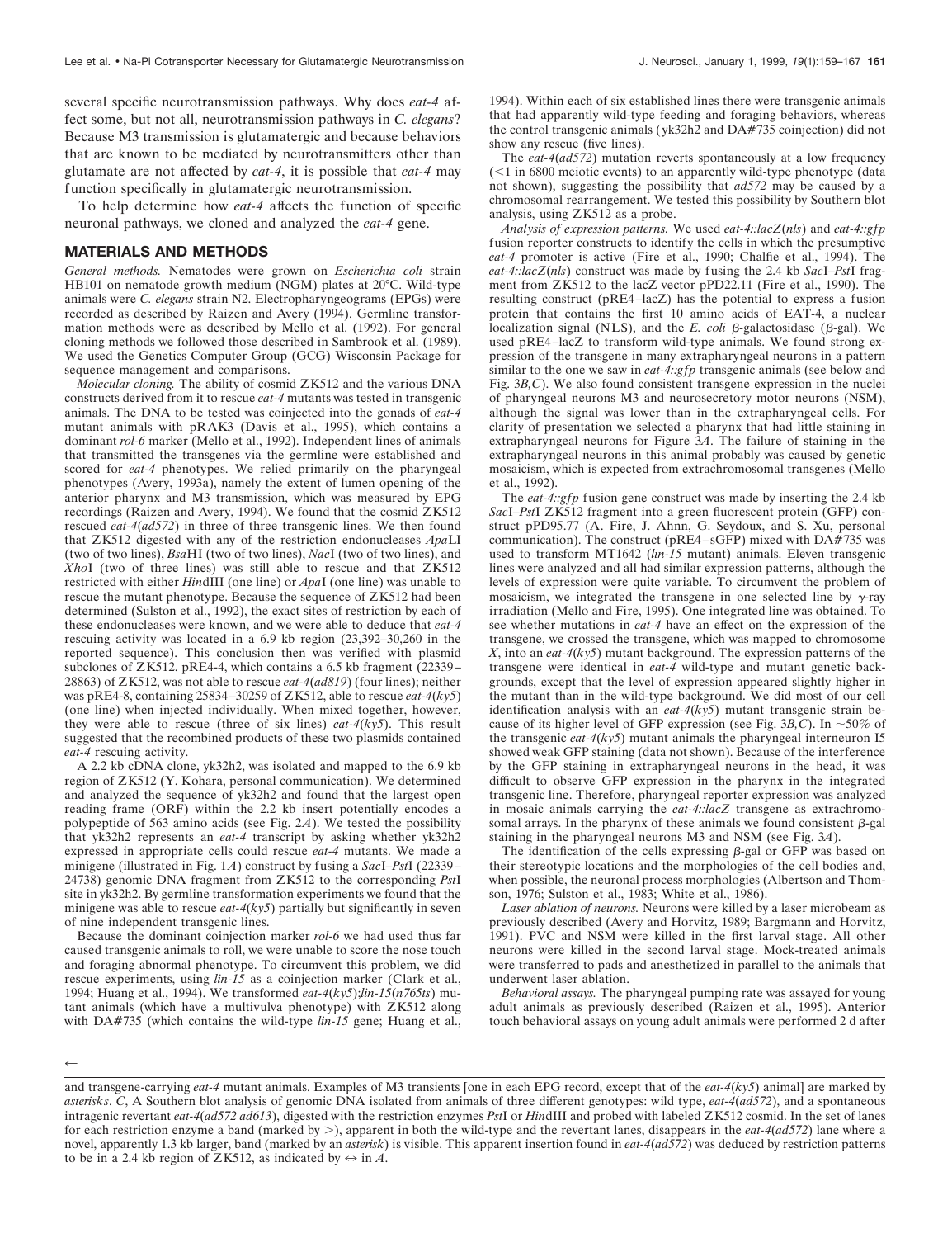several specific neurotransmission pathways. Why does *eat-4* affect some, but not all, neurotransmission pathways in *C. elegans*? Because M3 transmission is glutamatergic and because behaviors that are known to be mediated by neurotransmitters other than glutamate are not affected by *eat-4*, it is possible that *eat-4* may function specifically in glutamatergic neurotransmission.

To help determine how *eat-4* affects the function of specific neuronal pathways, we cloned and analyzed the *eat-4* gene.

## MATERIALS AND METHODS

*General methods.* Nematodes were grown on *Escherichia coli* strain HB101 on nematode growth medium (NGM) plates at 20°C. Wild-type animals were *C. elegans* strain N2. Electropharyngeograms (EPGs) were recorded as described by Raizen and Avery (1994). Germline transformation methods were as described by Mello et al. (1992). For general cloning methods we followed those described in Sambrook et al. (1989). We used the Genetics Computer Group (GCG) Wisconsin Package for sequence management and comparisons.

*Molecular cloning.* The ability of cosmid ZK512 and the various DNA constructs derived from it to rescue *eat-4* mutants was tested in transgenic animals. The DNA to be tested was coinjected into the gonads of *eat-4* mutant animals with pRAK3 (Davis et al., 1995), which contains a dominant *rol-6* marker (Mello et al., 1992). Independent lines of animals that transmitted the transgenes via the germline were established and scored for *eat-4* phenotypes. We relied primarily on the pharyngeal phenotypes (Avery, 1993a), namely the extent of lumen opening of the anterior pharynx and M3 transmission, which was measured by EPG recordings (Raizen and Avery, 1994). We found that the cosmid ZK512 rescued *eat-4*(*ad572*) in three of three transgenic lines. We then found that ZK512 digested with any of the restriction endonucleases *Apa*LI (two of two lines), *Bsa*HI (two of two lines), *Nae*I (two of two lines), and *Xho*I (two of three lines) was still able to rescue and that ZK512 restricted with either *Hin*dIII (one line) or *Apa*I (one line) was unable to rescue the mutant phenotype. Because the sequence of ZK512 had been determined (Sulston et al., 1992), the exact sites of restriction by each of these endonucleases were known, and we were able to deduce that *eat-4* rescuing activity was located in a 6.9 kb region (23,392–30,260 in the reported sequence). This conclusion then was verified with plasmid subclones of ZK512. pRE4-4, which contains a 6.5 kb fragment (22339–28863) of ZK512, was not able to rescue *eat-4*(*ad819*) (four lines); neither was pRE4-8, containing 25834–30259 of ZK512, able to rescue *eat-4*(*ky5*) (one line) when injected individually. When mixed together, however, they were able to rescue (three of six lines) *eat-4*(*ky5*). This result suggested that the recombined products of these two plasmids contained *eat-4* rescuing activity.

A 2.2 kb cDNA clone, yk32h2, was isolated and mapped to the 6.9 kb region of ZK512 (Y. Kohara, personal communication). We determined and analyzed the sequence of yk32h2 and found that the largest open reading frame (ORF) within the 2.2 kb insert potentially encodes a polypeptide of 563 amino acids (see Fig. 2*A*). We tested the possibility that yk32h2 represents an *eat-4* transcript by asking whether yk32h2 expressed in appropriate cells could rescue *eat-4* mutants. We made a minigene (illustrated in Fig. 1*A*) construct by fusing a *Sac*I–*Pst*I (22339–24738) genomic DNA fragment from ZK512 to the corresponding *Pst*I site in yk32h2. By germline transformation experiments we found that the minigene was able to rescue *eat-4*(*ky5*) partially but significantly in seven of nine independent transgenic lines.

Because the dominant coinjection marker *rol-6* we had used thus far caused transgenic animals to roll, we were unable to score the nose touch and foraging abnormal phenotype. To circumvent this problem, we did rescue experiments, using *lin-15* as a coinjection marker (Clark et al., 1994; Huang et al., 1994). We transformed *eat-4*(*ky5*);*lin-15*(*n765ts*) mutant animals (which have a multivulva phenotype) with ZK512 along with DA#735 (which contains the wild-type *lin-15* gene; Huang et al., 1994). Within each of six established lines there were transgenic animals that had apparently wild-type feeding and foraging behaviors, whereas the control transgenic animals (yk32h2 and DA#735 coinjection) did not show any rescue (five lines).

The *eat-4*(*ad572*) mutation reverts spontaneously at a low frequency (<1 in 6800 meiotic events) to an apparently wild-type phenotype (data not shown), suggesting the possibility that *ad572* may be caused by a chromosomal rearrangement. We tested this possibility by Southern blot analysis, using ZK512 as a probe.

*Analysis of expression patterns.* We used *eat-4::lacZ*(*nls*) and *eat-4::gfp* fusion reporter constructs to identify the cells in which the presumptive *eat-4* promoter is active (Fire et al., 1990; Chalfie et al., 1994). The *eat-4::lacZ*(*nls*) construct was made by fusing the 2.4 kb *Sac*I–*Pst*I fragment from ZK512 to the lacZ vector pPD22.11 (Fire et al., 1990). The resulting construct (pRE4–lacZ) has the potential to express a fusion protein that contains the first 10 amino acids of EAT-4, a nuclear localization signal (NLS), and the *E. coli* β-galactosidase (β-gal). We used pRE4–lacZ to transform wild-type animals. We found strong expression of the transgene in many extrapharyngeal neurons in a pattern similar to the one we saw in *eat-4::gfp* transgenic animals (see below and Fig. 3*B,C*). We also found consistent transgene expression in the nuclei of pharyngeal neurons M3 and neurosecretory motor neurons (NSM), although the signal was lower than in the extrapharyngeal cells. For clarity of presentation we selected a pharynx that had little staining in extrapharyngeal neurons for Figure 3*A*. The failure of staining in the extrapharyngeal neurons in this animal probably was caused by genetic mosaicism, which is expected from extrachromosomal transgenes (Mello et al., 1992).

The *eat-4::gfp* fusion gene construct was made by inserting the 2.4 kb *Sac*I–*Pst*I ZK512 fragment into a green fluorescent protein (GFP) construct pPD95.77 (A. Fire, J. Ahnn, G. Seydoux, and S. Xu, personal communication). The construct (pRE4–sGFP) mixed with DA#735 was used to transform MT1642 (*lin-15* mutant) animals. Eleven transgenic lines were analyzed and all had similar expression patterns, although the levels of expression were quite variable. To circumvent the problem of mosaicism, we integrated the transgene in one selected line by γ-ray irradiation (Mello and Fire, 1995). One integrated line was obtained. To see whether mutations in *eat-4* have an effect on the expression of the transgene, we crossed the transgene, which was mapped to chromosome *X*, into an *eat-4*(*ky5*) mutant background. The expression patterns of the transgene were identical in *eat-4* wild-type and mutant genetic backgrounds, except that the level of expression appeared slightly higher in the mutant than in the wild-type background. We did most of our cell identification analysis with an *eat-4*(*ky5*) mutant transgenic strain because of its higher level of GFP expression (see Fig. 3*B,C*). In ~50% of the transgenic *eat-4*(*ky5*) mutant animals the pharyngeal interneuron I5 showed weak GFP staining (data not shown). Because of the interference by the GFP staining in extrapharyngeal neurons in the head, it was difficult to observe GFP expression in the pharynx in the integrated transgenic line. Therefore, pharyngeal reporter expression was analyzed in mosaic animals carrying the *eat-4::lacZ* transgene as extrachromosomal arrays. In the pharynx of these animals we found consistent β-gal staining in the pharyngeal neurons M3 and NSM (see Fig. 3*A*).

The identification of the cells expressing β-gal or GFP was based on their stereotypic locations and the morphologies of the cell bodies and, when possible, the neuronal process morphologies (Albertson and Thomson, 1976; Sulston et al., 1983; White et al., 1986).

*Laser ablation of neurons.* Neurons were killed by a laser microbeam as previously described (Avery and Horvitz, 1989; Bargmann and Horvitz, 1991). PVC and NSM were killed in the first larval stage. All other neurons were killed in the second larval stage. Mock-treated animals were transferred to pads and anesthetized in parallel to the animals that underwent laser ablation.

*Behavioral assays.* The pharyngeal pumping rate was assayed for young adult animals as previously described (Raizen et al., 1995). Anterior touch behavioral assays on young adult animals were performed 2 d after

←

and transgene-carrying *eat-4* mutant animals. Examples of M3 transients [one in each EPG record, except that of the *eat-4*(*ky5*) animal] are marked by *asterisks*. *C*, A Southern blot analysis of genomic DNA isolated from animals of three different genotypes: wild type, *eat-4*(*ad572*), and a spontaneous intragenic revertant *eat-4*(*ad572 ad613*), digested with the restriction enzymes *Pst*I or *Hin*dIII and probed with labeled ZK512 cosmid. In the set of lanes for each restriction enzyme a band (marked by >), apparent in both the wild-type and the revertant lanes, disappears in the *eat-4*(*ad572*) lane where a novel, apparently 1.3 kb larger, band (marked by an *asterisk*) is visible. This apparent insertion found in *eat-4*(*ad572*) was deduced by restriction patterns to be in a 2.4 kb region of ZK512, as indicated by ↔ in *A*.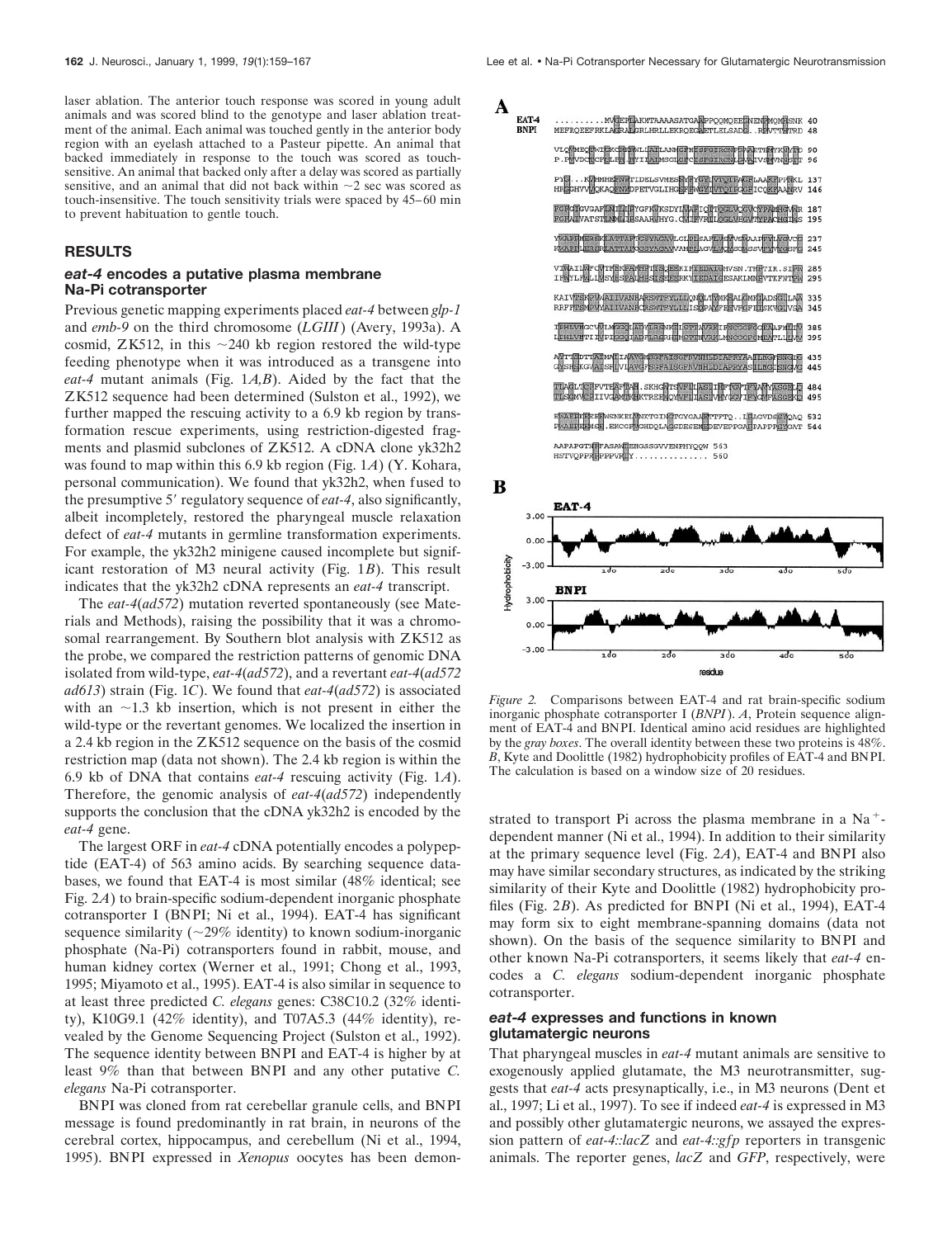laser ablation. The anterior touch response was scored in young adult animals and was scored blind to the genotype and laser ablation treatment of the animal. Each animal was touched gently in the anterior body region with an eyelash attached to a Pasteur pipette. An animal that backed immediately in response to the touch was scored as touch-sensitive. An animal that backed only after a delay was scored as partially sensitive, and an animal that did not back within ~2 sec was scored as touch-insensitive. The touch sensitivity trials were spaced by 45–60 min to prevent habituation to gentle touch.

## RESULTS

### *eat-4* encodes a putative plasma membrane Na-Pi cotransporter

Previous genetic mapping experiments placed *eat-4* between *glp-1* and *emb-9* on the third chromosome (*LGIII*) (Avery, 1993a). A cosmid, ZK512, in this ~240 kb region restored the wild-type feeding phenotype when it was introduced as a transgene into *eat-4* mutant animals (Fig. 1*A,B*). Aided by the fact that the ZK512 sequence had been determined (Sulston et al., 1992), we further mapped the rescuing activity to a 6.9 kb region by transformation rescue experiments, using restriction-digested fragments and plasmid subclones of ZK512. A cDNA clone yk32h2 was found to map within this 6.9 kb region (Fig. 1*A*) (Y. Kohara, personal communication). We found that yk32h2, when fused to the presumptive 5′ regulatory sequence of *eat-4*, also significantly, albeit incompletely, restored the pharyngeal muscle relaxation defect of *eat-4* mutants in germline transformation experiments. For example, the yk32h2 minigene caused incomplete but significant restoration of M3 neural activity (Fig. 1*B*). This result indicates that the yk32h2 cDNA represents an *eat-4* transcript.

The *eat-4*(*ad572*) mutation reverted spontaneously (see Materials and Methods), raising the possibility that it was a chromosomal rearrangement. By Southern blot analysis with ZK512 as the probe, we compared the restriction patterns of genomic DNA isolated from wild-type, *eat-4*(*ad572*), and a revertant *eat-4*(*ad572 ad613*) strain (Fig. 1*C*). We found that *eat-4*(*ad572*) is associated with an ~1.3 kb insertion, which is not present in either the wild-type or the revertant genomes. We localized the insertion in a 2.4 kb region in the ZK512 sequence on the basis of the cosmid restriction map (data not shown). The 2.4 kb region is within the 6.9 kb of DNA that contains *eat-4* rescuing activity (Fig. 1*A*). Therefore, the genomic analysis of *eat-4*(*ad572*) independently supports the conclusion that the cDNA yk32h2 is encoded by the *eat-4* gene.

The largest ORF in *eat-4* cDNA potentially encodes a polypeptide (EAT-4) of 563 amino acids. By searching sequence databases, we found that EAT-4 is most similar (48% identical; see Fig. 2*A*) to brain-specific sodium-dependent inorganic phosphate cotransporter I (BNPI; Ni et al., 1994). EAT-4 has significant sequence similarity (~29% identity) to known sodium-inorganic phosphate (Na-Pi) cotransporters found in rabbit, mouse, and human kidney cortex (Werner et al., 1991; Chong et al., 1993, 1995; Miyamoto et al., 1995). EAT-4 is also similar in sequence to at least three predicted *C. elegans* genes: C38C10.2 (32% identity), K10G9.1 (42% identity), and T07A5.3 (44% identity), revealed by the Genome Sequencing Project (Sulston et al., 1992). The sequence identity between BNPI and EAT-4 is higher by at least 9% than that between BNPI and any other putative *C. elegans* Na-Pi cotransporter.

BNPI was cloned from rat cerebellar granule cells, and BNPI message is found predominantly in rat brain, in neurons of the cerebral cortex, hippocampus, and cerebellum (Ni et al., 1994, 1995). BNPI expressed in *Xenopus* oocytes has been demonstrated to transport Pi across the plasma membrane in a $Na^+$-dependent manner (Ni et al., 1994). In addition to their similarity at the primary sequence level (Fig. 2*A*), EAT-4 and BNPI also may have similar secondary structures, as indicated by the striking similarity of their Kyte and Doolittle (1982) hydrophobicity profiles (Fig. 2*B*). As predicted for BNPI (Ni et al., 1994), EAT-4 may form six to eight membrane-spanning domains (data not shown). On the basis of the sequence similarity to BNPI and other known Na-Pi cotransporters, it seems likely that *eat-4* encodes a *C. elegans* sodium-dependent inorganic phosphate cotransporter.

*Figure 2.* Comparisons between EAT-4 and rat brain-specific sodium inorganic phosphate cotransporter I (*BNPI*). *A*, Protein sequence alignment of EAT-4 and BNPI. Identical amino acid residues are highlighted by the *gray boxes*. The overall identity between these two proteins is 48%. *B*, Kyte and Doolittle (1982) hydrophobicity profiles of EAT-4 and BNPI. The calculation is based on a window size of 20 residues.

### *eat-4* expresses and functions in known glutamatergic neurons

That pharyngeal muscles in *eat-4* mutant animals are sensitive to exogenously applied glutamate, the M3 neurotransmitter, suggests that *eat-4* acts presynaptically, i.e., in M3 neurons (Dent et al., 1997; Li et al., 1997). To see if indeed *eat-4* is expressed in M3 and possibly other glutamatergic neurons, we assayed the expression pattern of *eat-4::lacZ* and *eat-4::gfp* reporters in transgenic animals. The reporter genes, *lacZ* and *GFP*, respectively, were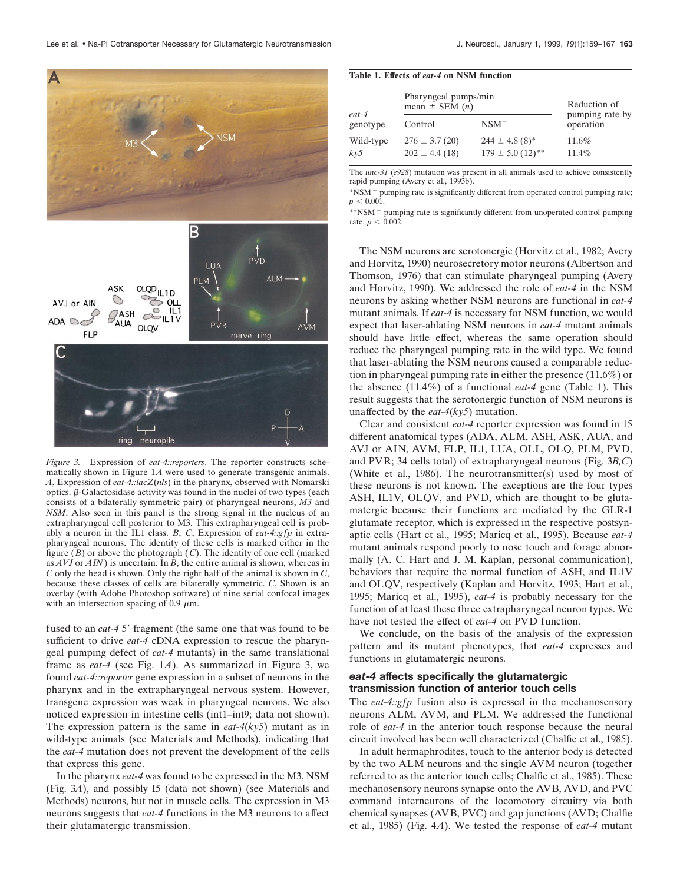Figure 3. Expression of *eat-4::reporters*. The reporter constructs schematically shown in Figure 1*A* were used to generate transgenic animals. *A*, Expression of *eat-4::lacZ*(*nls*) in the pharynx, observed with Nomarski optics. β-Galactosidase activity was found in the nuclei of two types (each consists of a bilaterally symmetric pair) of pharyngeal neurons, *M3* and *NSM*. Also seen in this panel is the strong signal in the nucleus of an extrapharyngeal cell posterior to M3. This extrapharyngeal cell is probably a neuron in the IL1 class. *B*, *C*, Expression of *eat-4::gfp* in extrapharyngeal neurons. The identity of these cells is marked either in the figure (*B*) or above the photograph (*C*). The identity of one cell (marked as *AVJ* or *AIN*) is uncertain. In *B*, the entire animal is shown, whereas in *C* only the head is shown. Only the right half of the animal is shown in *C*, because these classes of cells are bilaterally symmetric. *C*, Shown is an overlay (with Adobe Photoshop software) of nine serial confocal images with an intersection spacing of 0.9 μm.

fused to an *eat-4* 5′ fragment (the same one that was found to be sufficient to drive *eat-4* cDNA expression to rescue the pharyngeal pumping defect of *eat-4* mutants) in the same translational frame as *eat-4* (see Fig. 1*A*). As summarized in Figure 3, we found *eat-4::reporter* gene expression in a subset of neurons in the pharynx and in the extrapharyngeal nervous system. However, transgene expression was weak in pharyngeal neurons. We also noticed expression in intestine cells (int1–int9; data not shown). The expression pattern is the same in *eat-4*(*ky5*) mutant as in wild-type animals (see Materials and Methods), indicating that the *eat-4* mutation does not prevent the development of the cells that express this gene.

In the pharynx *eat-4* was found to be expressed in the M3, NSM (Fig. 3*A*), and possibly I5 (data not shown) (see Materials and Methods) neurons, but not in muscle cells. The expression in M3 neurons suggests that *eat-4* functions in the M3 neurons to affect their glutamatergic transmission.

**Table 1. Effects of *eat-4* on NSM function**

| *eat-4* genotype | Pharyngeal pumps/min mean ± SEM (*n*) | | Reduction of pumping rate by operation |
|---|---|---|---|
| | Control | NSM⁻ | |
| Wild-type | 276 ± 3.7 (20) | 244 ± 4.8 (8)* | 11.6% |
| *ky5* | 202 ± 4.4 (18) | 179 ± 5.0 (12)** | 11.4% |

The *unc-31* (*e928*) mutation was present in all animals used to achieve consistently rapid pumping (Avery et al., 1993b).

*NSM⁻ pumping rate is significantly different from operated control pumping rate; $p < 0.001$.

**NSM⁻ pumping rate is significantly different from unoperated control pumping rate; $p < 0.002$.

The NSM neurons are serotonergic (Horvitz et al., 1982; Avery and Horvitz, 1990) neurosecretory motor neurons (Albertson and Thomson, 1976) that can stimulate pharyngeal pumping (Avery and Horvitz, 1990). We addressed the role of *eat-4* in the NSM neurons by asking whether NSM neurons are functional in *eat-4* mutant animals. If *eat-4* is necessary for NSM function, we would expect that laser-ablating NSM neurons in *eat-4* mutant animals should have little effect, whereas the same operation should reduce the pharyngeal pumping rate in the wild type. We found that laser-ablating the NSM neurons caused a comparable reduction in pharyngeal pumping rate in either the presence (11.6%) or the absence (11.4%) of a functional *eat-4* gene (Table 1). This result suggests that the serotonergic function of NSM neurons is unaffected by the *eat-4*(*ky5*) mutation.

Clear and consistent *eat-4* reporter expression was found in 15 different anatomical types (ADA, ALM, ASH, ASK, AUA, and AVJ or AIN, AVM, FLP, IL1, LUA, OLL, OLQ, PLM, PVD, and PVR; 34 cells total) of extrapharyngeal neurons (Fig. 3*B,C*) (White et al., 1986). The neurotransmitter(s) used by most of these neurons is not known. The exceptions are the four types ASH, IL1V, OLQV, and PVD, which are thought to be glutamatergic because their functions are mediated by the GLR-1 glutamate receptor, which is expressed in the respective postsynaptic cells (Hart et al., 1995; Maricq et al., 1995). Because *eat-4* mutant animals respond poorly to nose touch and forage abnormally (A. C. Hart and J. M. Kaplan, personal communication), behaviors that require the normal function of ASH, and IL1V and OLQV, respectively (Kaplan and Horvitz, 1993; Hart et al., 1995; Maricq et al., 1995), *eat-4* is probably necessary for the function of at least these three extrapharyngeal neuron types. We have not tested the effect of *eat-4* on PVD function.

We conclude, on the basis of the analysis of the expression pattern and its mutant phenotypes, that *eat-4* expresses and functions in glutamatergic neurons.

### *eat-4* affects specifically the glutamatergic transmission function of anterior touch cells

The *eat-4::gfp* fusion also is expressed in the mechanosensory neurons ALM, AVM, and PLM. We addressed the functional role of *eat-4* in the anterior touch response because the neural circuit involved has been well characterized (Chalfie et al., 1985).

In adult hermaphrodites, touch to the anterior body is detected by the two ALM neurons and the single AVM neuron (together referred to as the anterior touch cells; Chalfie et al., 1985). These mechanosensory neurons synapse onto the AVB, AVD, and PVC command interneurons of the locomotory circuitry via both chemical synapses (AVB, PVC) and gap junctions (AVD; Chalfie et al., 1985) (Fig. 4*A*). We tested the response of *eat-4* mutant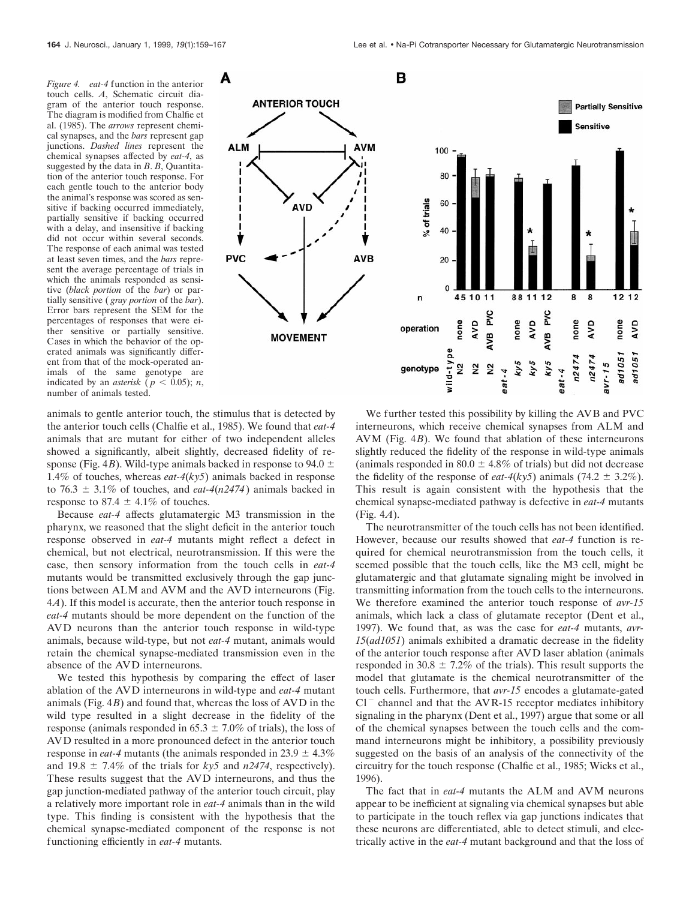*Figure 4.* *eat-4* function in the anterior touch cells. *A*, Schematic circuit diagram of the anterior touch response. The diagram is modified from Chalfie et al. (1985). The *arrows* represent chemical synapses, and the *bars* represent gap junctions. *Dashed lines* represent the chemical synapses affected by *eat-4*, as suggested by the data in *B*. *B*, Quantitation of the anterior touch response. For each gentle touch to the anterior body the animal's response was scored as sensitive if backing occurred immediately, partially sensitive if backing occurred with a delay, and insensitive if backing did not occur within several seconds. The response of each animal was tested at least seven times, and the *bars* represent the average percentage of trials in which the animals responded as sensitive (*black portion* of the *bar*) or partially sensitive (*gray portion* of the *bar*). Error bars represent the SEM for the percentages of responses that were either sensitive or partially sensitive. Cases in which the behavior of the operated animals was significantly different from that of the mock-operated animals of the same genotype are indicated by an *asterisk* ($p < 0.05$); *n*, number of animals tested.

animals to gentle anterior touch, the stimulus that is detected by the anterior touch cells (Chalfie et al., 1985). We found that *eat-4* animals that are mutant for either of two independent alleles showed a significantly, albeit slightly, decreased fidelity of response (Fig. 4*B*). Wild-type animals backed in response to 94.0 ± 1.4% of touches, whereas *eat-4*(*ky5*) animals backed in response to 76.3 ± 3.1% of touches, and *eat-4*(*n2474*) animals backed in response to 87.4 ± 4.1% of touches.

Because *eat-4* affects glutamatergic M3 transmission in the pharynx, we reasoned that the slight deficit in the anterior touch response observed in *eat-4* mutants might reflect a defect in chemical, but not electrical, neurotransmission. If this were the case, then sensory information from the touch cells in *eat-4* mutants would be transmitted exclusively through the gap junctions between ALM and AVM and the AVD interneurons (Fig. 4*A*). If this model is accurate, then the anterior touch response in *eat-4* mutants should be more dependent on the function of the AVD neurons than the anterior touch response in wild-type animals, because wild-type, but not *eat-4* mutant, animals would retain the chemical synapse-mediated transmission even in the absence of the AVD interneurons.

We tested this hypothesis by comparing the effect of laser ablation of the AVD interneurons in wild-type and *eat-4* mutant animals (Fig. 4*B*) and found that, whereas the loss of AVD in the wild type resulted in a slight decrease in the fidelity of the response (animals responded in 65.3 ± 7.0% of trials), the loss of AVD resulted in a more pronounced defect in the anterior touch response in *eat-4* mutants (the animals responded in 23.9 ± 4.3% and 19.8 ± 7.4% of the trials for *ky5* and *n2474*, respectively). These results suggest that the AVD interneurons, and thus the gap junction-mediated pathway of the anterior touch circuit, play a relatively more important role in *eat-4* animals than in the wild type. This finding is consistent with the hypothesis that the chemical synapse-mediated component of the response is not functioning efficiently in *eat-4* mutants.

We further tested this possibility by killing the AVB and PVC interneurons, which receive chemical synapses from ALM and AVM (Fig. 4*B*). We found that ablation of these interneurons slightly reduced the fidelity of the response in wild-type animals (animals responded in 80.0 ± 4.8% of trials) but did not decrease the fidelity of the response of *eat-4*(*ky5*) animals (74.2 ± 3.2%). This result is again consistent with the hypothesis that the chemical synapse-mediated pathway is defective in *eat-4* mutants (Fig. 4*A*).

The neurotransmitter of the touch cells has not been identified. However, because our results showed that *eat-4* function is required for chemical neurotransmission from the touch cells, it seemed possible that the touch cells, like the M3 cell, might be glutamatergic and that glutamate signaling might be involved in transmitting information from the touch cells to the interneurons. We therefore examined the anterior touch response of *avr-15* animals, which lack a class of glutamate receptor (Dent et al., 1997). We found that, as was the case for *eat-4* mutants, *avr-15*(*ad1051*) animals exhibited a dramatic decrease in the fidelity of the anterior touch response after AVD laser ablation (animals responded in 30.8 ± 7.2% of the trials). This result supports the model that glutamate is the chemical neurotransmitter of the touch cells. Furthermore, that *avr-15* encodes a glutamate-gated $Cl^-$ channel and that the AVR-15 receptor mediates inhibitory signaling in the pharynx (Dent et al., 1997) argue that some or all of the chemical synapses between the touch cells and the command interneurons might be inhibitory, a possibility previously suggested on the basis of an analysis of the connectivity of the circuitry for the touch response (Chalfie et al., 1985; Wicks et al., 1996).

The fact that in *eat-4* mutants the ALM and AVM neurons appear to be inefficient at signaling via chemical synapses but able to participate in the touch reflex via gap junctions indicates that these neurons are differentiated, able to detect stimuli, and electrically active in the *eat-4* mutant background and that the loss of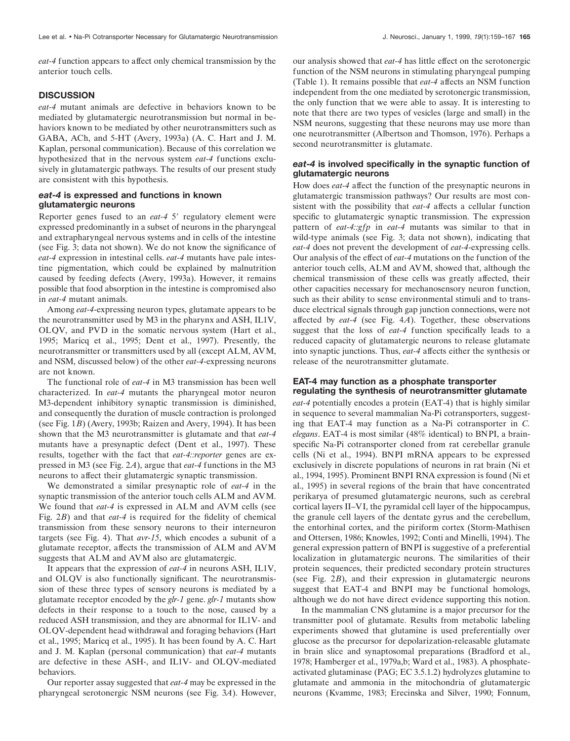*eat-4* function appears to affect only chemical transmission by the anterior touch cells.

## DISCUSSION

*eat-4* mutant animals are defective in behaviors known to be mediated by glutamatergic neurotransmission but normal in behaviors known to be mediated by other neurotransmitters such as GABA, ACh, and 5-HT (Avery, 1993a) (A. C. Hart and J. M. Kaplan, personal communication). Because of this correlation we hypothesized that in the nervous system *eat-4* functions exclusively in glutamatergic pathways. The results of our present study are consistent with this hypothesis.

### *eat-4* is expressed and functions in known glutamatergic neurons

Reporter genes fused to an *eat-4* 5′ regulatory element were expressed predominantly in a subset of neurons in the pharyngeal and extrapharyngeal nervous systems and in cells of the intestine (see Fig. 3; data not shown). We do not know the significance of *eat-4* expression in intestinal cells. *eat-4* mutants have pale intestine pigmentation, which could be explained by malnutrition caused by feeding defects (Avery, 1993a). However, it remains possible that food absorption in the intestine is compromised also in *eat-4* mutant animals.

Among *eat-4*-expressing neuron types, glutamate appears to be the neurotransmitter used by M3 in the pharynx and ASH, IL1V, OLQV, and PVD in the somatic nervous system (Hart et al., 1995; Maricq et al., 1995; Dent et al., 1997). Presently, the neurotransmitter or transmitters used by all (except ALM, AVM, and NSM, discussed below) of the other *eat-4*-expressing neurons are not known.

The functional role of *eat-4* in M3 transmission has been well characterized. In *eat-4* mutants the pharyngeal motor neuron M3-dependent inhibitory synaptic transmission is diminished, and consequently the duration of muscle contraction is prolonged (see Fig. 1*B*) (Avery, 1993b; Raizen and Avery, 1994). It has been shown that the M3 neurotransmitter is glutamate and that *eat-4* mutants have a presynaptic defect (Dent et al., 1997). These results, together with the fact that *eat-4::reporter* genes are expressed in M3 (see Fig. 2*A*), argue that *eat-4* functions in the M3 neurons to affect their glutamatergic synaptic transmission.

We demonstrated a similar presynaptic role of *eat-4* in the synaptic transmission of the anterior touch cells ALM and AVM. We found that *eat-4* is expressed in ALM and AVM cells (see Fig. 2*B*) and that *eat-4* is required for the fidelity of chemical transmission from these sensory neurons to their interneuron targets (see Fig. 4). That *avr-15*, which encodes a subunit of a glutamate receptor, affects the transmission of ALM and AVM suggests that ALM and AVM also are glutamatergic.

It appears that the expression of *eat-4* in neurons ASH, IL1V, and OLQV is also functionally significant. The neurotransmission of these three types of sensory neurons is mediated by a glutamate receptor encoded by the *glr-1* gene. *glr-1* mutants show defects in their response to a touch to the nose, caused by a reduced ASH transmission, and they are abnormal for IL1V- and OLQV-dependent head withdrawal and foraging behaviors (Hart et al., 1995; Maricq et al., 1995). It has been found by A. C. Hart and J. M. Kaplan (personal communication) that *eat-4* mutants are defective in these ASH-, and IL1V- and OLQV-mediated behaviors.

Our reporter assay suggested that *eat-4* may be expressed in the pharyngeal serotonergic NSM neurons (see Fig. 3*A*). However, our analysis showed that *eat-4* has little effect on the serotonergic function of the NSM neurons in stimulating pharyngeal pumping (Table 1). It remains possible that *eat-4* affects an NSM function independent from the one mediated by serotonergic transmission, the only function that we were able to assay. It is interesting to note that there are two types of vesicles (large and small) in the NSM neurons, suggesting that these neurons may use more than one neurotransmitter (Albertson and Thomson, 1976). Perhaps a second neurotransmitter is glutamate.

### *eat-4* is involved specifically in the synaptic function of glutamatergic neurons

How does *eat-4* affect the function of the presynaptic neurons in glutamatergic transmission pathways? Our results are most consistent with the possibility that *eat-4* affects a cellular function specific to glutamatergic synaptic transmission. The expression pattern of *eat-4::gfp* in *eat-4* mutants was similar to that in wild-type animals (see Fig. 3; data not shown), indicating that *eat-4* does not prevent the development of *eat-4*-expressing cells. Our analysis of the effect of *eat-4* mutations on the function of the anterior touch cells, ALM and AVM, showed that, although the chemical transmission of these cells was greatly affected, their other capacities necessary for mechanosensory neuron function, such as their ability to sense environmental stimuli and to transduce electrical signals through gap junction connections, were not affected by *eat-4* (see Fig. 4*A*). Together, these observations suggest that the loss of *eat-4* function specifically leads to a reduced capacity of glutamatergic neurons to release glutamate into synaptic junctions. Thus, *eat-4* affects either the synthesis or release of the neurotransmitter glutamate.

### EAT-4 may function as a phosphate transporter regulating the synthesis of neurotransmitter glutamate

*eat-4* potentially encodes a protein (EAT-4) that is highly similar in sequence to several mammalian Na-Pi cotransporters, suggesting that EAT-4 may function as a Na-Pi cotransporter in *C. elegans*. EAT-4 is most similar (48% identical) to BNPI, a brain-specific Na-Pi cotransporter cloned from rat cerebellar granule cells (Ni et al., 1994). BNPI mRNA appears to be expressed exclusively in discrete populations of neurons in rat brain (Ni et al., 1994, 1995). Prominent BNPI RNA expression is found (Ni et al., 1995) in several regions of the brain that have concentrated perikarya of presumed glutamatergic neurons, such as cerebral cortical layers II–VI, the pyramidal cell layer of the hippocampus, the granule cell layers of the dentate gyrus and the cerebellum, the entorhinal cortex, and the piriform cortex (Storm-Mathisen and Ottersen, 1986; Knowles, 1992; Conti and Minelli, 1994). The general expression pattern of BNPI is suggestive of a preferential localization in glutamatergic neurons. The similarities of their protein sequences, their predicted secondary protein structures (see Fig. 2*B*), and their expression in glutamatergic neurons suggest that EAT-4 and BNPI may be functional homologs, although we do not have direct evidence supporting this notion.

In the mammalian CNS glutamine is a major precursor for the transmitter pool of glutamate. Results from metabolic labeling experiments showed that glutamine is used preferentially over glucose as the precursor for depolarization-releasable glutamate in brain slice and synaptosomal preparations (Bradford et al., 1978; Hamberger et al., 1979a,b; Ward et al., 1983). A phosphate-activated glutaminase (PAG; EC 3.5.1.2) hydrolyzes glutamine to glutamate and ammonia in the mitochondria of glutamatergic neurons (Kvamme, 1983; Erecinska and Silver, 1990; Fonnum,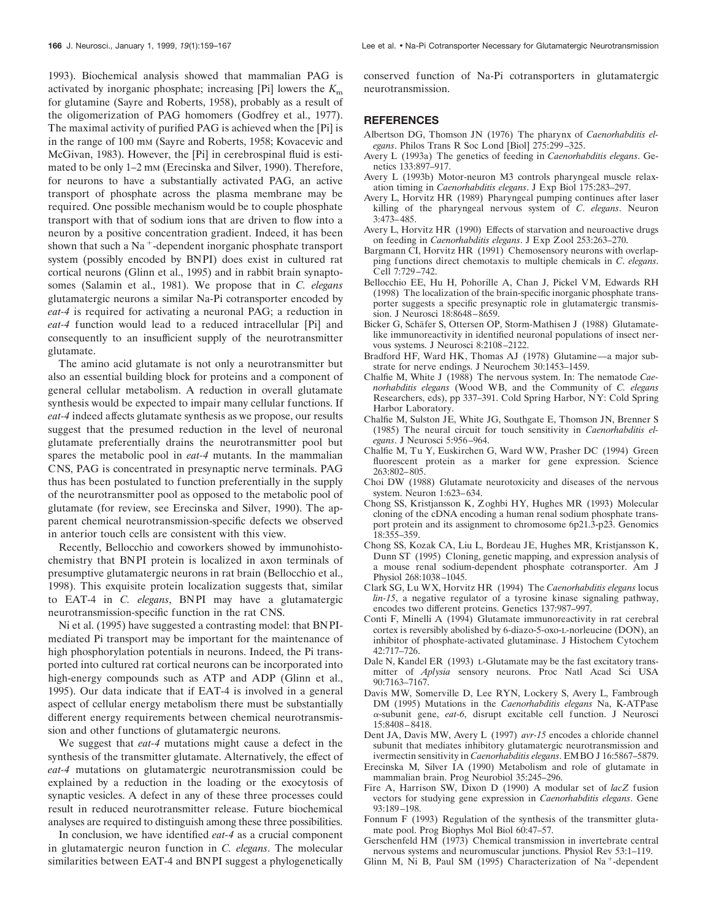1993). Biochemical analysis showed that mammalian PAG is activated by inorganic phosphate; increasing [Pi] lowers the $K_m$ for glutamine (Sayre and Roberts, 1958), probably as a result of the oligomerization of PAG homomers (Godfrey et al., 1977). The maximal activity of purified PAG is achieved when the [Pi] is in the range of 100 mM (Sayre and Roberts, 1958; Kovacevic and McGivan, 1983). However, the [Pi] in cerebrospinal fluid is estimated to be only 1–2 mM (Erecinska and Silver, 1990). Therefore, for neurons to have a substantially activated PAG, an active transport of phosphate across the plasma membrane may be required. One possible mechanism would be to couple phosphate transport with that of sodium ions that are driven to flow into a neuron by a positive concentration gradient. Indeed, it has been shown that such a $Na^+$-dependent inorganic phosphate transport system (possibly encoded by BNPI) does exist in cultured rat cortical neurons (Glinn et al., 1995) and in rabbit brain synaptosomes (Salamin et al., 1981). We propose that in *C. elegans* glutamatergic neurons a similar Na-Pi cotransporter encoded by *eat-4* is required for activating a neuronal PAG; a reduction in *eat-4* function would lead to a reduced intracellular [Pi] and consequently to an insufficient supply of the neurotransmitter glutamate.

The amino acid glutamate is not only a neurotransmitter but also an essential building block for proteins and a component of general cellular metabolism. A reduction in overall glutamate synthesis would be expected to impair many cellular functions. If *eat-4* indeed affects glutamate synthesis as we propose, our results suggest that the presumed reduction in the level of neuronal glutamate preferentially drains the neurotransmitter pool but spares the metabolic pool in *eat-4* mutants. In the mammalian CNS, PAG is concentrated in presynaptic nerve terminals. PAG thus has been postulated to function preferentially in the supply of the neurotransmitter pool as opposed to the metabolic pool of glutamate (for review, see Erecinska and Silver, 1990). The apparent chemical neurotransmission-specific defects we observed in anterior touch cells are consistent with this view.

Recently, Bellocchio and coworkers showed by immunohistochemistry that BNPI protein is localized in axon terminals of presumptive glutamatergic neurons in rat brain (Bellocchio et al., 1998). This exquisite protein localization suggests that, similar to EAT-4 in *C. elegans*, BNPI may have a glutamatergic neurotransmission-specific function in the rat CNS.

Ni et al. (1995) have suggested a contrasting model: that BNPI-mediated Pi transport may be important for the maintenance of high phosphorylation potentials in neurons. Indeed, the Pi transported into cultured rat cortical neurons can be incorporated into high-energy compounds such as ATP and ADP (Glinn et al., 1995). Our data indicate that if EAT-4 is involved in a general aspect of cellular energy metabolism there must be substantially different energy requirements between chemical neurotransmission and other functions of glutamatergic neurons.

We suggest that *eat-4* mutations might cause a defect in the synthesis of the transmitter glutamate. Alternatively, the effect of *eat-4* mutations on glutamatergic neurotransmission could be explained by a reduction in the loading or the exocytosis of synaptic vesicles. A defect in any of these three processes could result in reduced neurotransmitter release. Future biochemical analyses are required to distinguish among these three possibilities.

In conclusion, we have identified *eat-4* as a crucial component in glutamatergic neuron function in *C. elegans*. The molecular similarities between EAT-4 and BNPI suggest a phylogenetically conserved function of Na-Pi cotransporters in glutamatergic neurotransmission.

## REFERENCES

Albertson DG, Thomson JN (1976) The pharynx of *Caenorhabditis elegans*. Philos Trans R Soc Lond [Biol] 275:299–325.

Avery L (1993a) The genetics of feeding in *Caenorhabditis elegans*. Genetics 133:897–917.

Avery L (1993b) Motor-neuron M3 controls pharyngeal muscle relaxation timing in *Caenorhabditis elegans*. J Exp Biol 175:283–297.

Avery L, Horvitz HR (1989) Pharyngeal pumping continues after laser killing of the pharyngeal nervous system of *C. elegans*. Neuron 3:473–485.

Avery L, Horvitz HR (1990) Effects of starvation and neuroactive drugs on feeding in *Caenorhabditis elegans*. J Exp Zool 253:263–270.

Bargmann CI, Horvitz HR (1991) Chemosensory neurons with overlapping functions direct chemotaxis to multiple chemicals in *C. elegans*. Cell 7:729–742.

Bellocchio EE, Hu H, Pohorille A, Chan J, Pickel VM, Edwards RH (1998) The localization of the brain-specific inorganic phosphate transporter suggests a specific presynaptic role in glutamatergic transmission. J Neurosci 18:8648–8659.

Bicker G, Schäfer S, Ottersen OP, Storm-Mathisen J (1988) Glutamate-like immunoreactivity in identified neuronal populations of insect nervous systems. J Neurosci 8:2108–2122.

Bradford HF, Ward HK, Thomas AJ (1978) Glutamine—a major substrate for nerve endings. J Neurochem 30:1453–1459.

Chalfie M, White J (1988) The nervous system. In: The nematode *Caenorhabditis elegans* (Wood WB, and the Community of *C. elegans* Researchers, eds), pp 337–391. Cold Spring Harbor, NY: Cold Spring Harbor Laboratory.

Chalfie M, Sulston JE, White JG, Southgate E, Thomson JN, Brenner S (1985) The neural circuit for touch sensitivity in *Caenorhabditis elegans*. J Neurosci 5:956–964.

Chalfie M, Tu Y, Euskirchen G, Ward WW, Prasher DC (1994) Green fluorescent protein as a marker for gene expression. Science 263:802–805.

Choi DW (1988) Glutamate neurotoxicity and diseases of the nervous system. Neuron 1:623–634.

Chong SS, Kristjansson K, Zoghbi HY, Hughes MR (1993) Molecular cloning of the cDNA encoding a human renal sodium phosphate transport protein and its assignment to chromosome 6p21.3-p23. Genomics 18:355–359.

Chong SS, Kozak CA, Liu L, Bordeau JE, Hughes MR, Kristjansson K, Dunn ST (1995) Cloning, genetic mapping, and expression analysis of a mouse renal sodium-dependent phosphate cotransporter. Am J Physiol 268:1038–1045.

Clark SG, Lu WX, Horvitz HR (1994) The *Caenorhabditis elegans* locus *lin-15*, a negative regulator of a tyrosine kinase signaling pathway, encodes two different proteins. Genetics 137:987–997.

Conti F, Minelli A (1994) Glutamate immunoreactivity in rat cerebral cortex is reversibly abolished by 6-diazo-5-oxo-L-norleucine (DON), an inhibitor of phosphate-activated glutaminase. J Histochem Cytochem 42:717–726.

Dale N, Kandel ER (1993) L-Glutamate may be the fast excitatory transmitter of *Aplysia* sensory neurons. Proc Natl Acad Sci USA 90:7163–7167.

Davis MW, Somerville D, Lee RYN, Lockery S, Avery L, Fambrough DM (1995) Mutations in the *Caenorhabditis elegans* Na, K-ATPase α-subunit gene, *eat-6*, disrupt excitable cell function. J Neurosci 15:8408–8418.

Dent JA, Davis MW, Avery L (1997) *avr-15* encodes a chloride channel subunit that mediates inhibitory glutamatergic neurotransmission and ivermectin sensitivity in *Caenorhabditis elegans*. EMBO J 16:5867–5879.

Erecinska M, Silver IA (1990) Metabolism and role of glutamate in mammalian brain. Prog Neurobiol 35:245–296.

Fire A, Harrison SW, Dixon D (1990) A modular set of *lacZ* fusion vectors for studying gene expression in *Caenorhabditis elegans*. Gene 93:189–198.

Fonnum F (1993) Regulation of the synthesis of the transmitter glutamate pool. Prog Biophys Mol Biol 60:47–57.

Gerschenfeld HM (1973) Chemical transmission in invertebrate central nervous systems and neuromuscular junctions. Physiol Rev 53:1–119.

Glinn M, Ni B, Paul SM (1995) Characterization of $Na^+$-dependent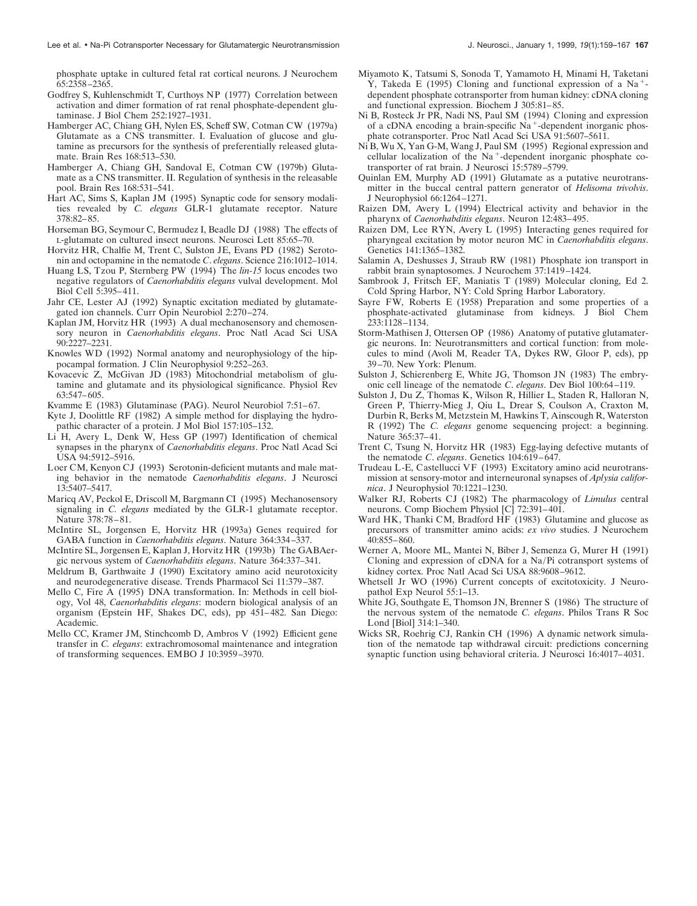phosphate uptake in cultured fetal rat cortical neurons. J Neurochem 65:2358–2365.

Godfrey S, Kuhlenschmidt T, Curthoys NP (1977) Correlation between activation and dimer formation of rat renal phosphate-dependent glutaminase. J Biol Chem 252:1927–1931.

Hamberger AC, Chiang GH, Nylen ES, Scheff SW, Cotman CW (1979a) Glutamate as a CNS transmitter. I. Evaluation of glucose and glutamine as precursors for the synthesis of preferentially released glutamate. Brain Res 168:513–530.

Hamberger A, Chiang GH, Sandoval E, Cotman CW (1979b) Glutamate as a CNS transmitter. II. Regulation of synthesis in the releasable pool. Brain Res 168:531–541.

Hart AC, Sims S, Kaplan JM (1995) Synaptic code for sensory modalities revealed by *C. elegans* GLR-1 glutamate receptor. Nature 378:82–85.

Horseman BG, Seymour C, Bermudez I, Beadle DJ (1988) The effects of L-glutamate on cultured insect neurons. Neurosci Lett 85:65–70.

Horvitz HR, Chalfie M, Trent C, Sulston JE, Evans PD (1982) Serotonin and octopamine in the nematode *C. elegans*. Science 216:1012–1014.

Huang LS, Tzou P, Sternberg PW (1994) The *lin-15* locus encodes two negative regulators of *Caenorhabditis elegans* vulval development. Mol Biol Cell 5:395–411.

Jahr CE, Lester AJ (1992) Synaptic excitation mediated by glutamate-gated ion channels. Curr Opin Neurobiol 2:270–274.

Kaplan JM, Horvitz HR (1993) A dual mechanosensory and chemosensory neuron in *Caenorhabditis elegans*. Proc Natl Acad Sci USA 90:2227–2231.

Knowles WD (1992) Normal anatomy and neurophysiology of the hippocampal formation. J Clin Neurophysiol 9:252–263.

Kovacevic Z, McGivan JD (1983) Mitochondrial metabolism of glutamine and glutamate and its physiological significance. Physiol Rev 63:547–605.

Kvamme E (1983) Glutaminase (PAG). Neurol Neurobiol 7:51–67.

Kyte J, Doolittle RF (1982) A simple method for displaying the hydropathic character of a protein. J Mol Biol 157:105–132.

Li H, Avery L, Denk W, Hess GP (1997) Identification of chemical synapses in the pharynx of *Caenorhabditis elegans*. Proc Natl Acad Sci USA 94:5912–5916.

Loer CM, Kenyon CJ (1993) Serotonin-deficient mutants and male mating behavior in the nematode *Caenorhabditis elegans*. J Neurosci 13:5407–5417.

Maricq AV, Peckol E, Driscoll M, Bargmann CI (1995) Mechanosensory signaling in *C. elegans* mediated by the GLR-1 glutamate receptor. Nature 378:78–81.

McIntire SL, Jorgensen E, Horvitz HR (1993a) Genes required for GABA function in *Caenorhabditis elegans*. Nature 364:334–337.

McIntire SL, Jorgensen E, Kaplan J, Horvitz HR (1993b) The GABAergic nervous system of *Caenorhabditis elegans*. Nature 364:337–341.

Meldrum B, Garthwaite J (1990) Excitatory amino acid neurotoxicity and neurodegenerative disease. Trends Pharmacol Sci 11:379–387.

Mello C, Fire A (1995) DNA transformation. In: Methods in cell biology, Vol 48, *Caenorhabditis elegans*: modern biological analysis of an organism (Epstein HF, Shakes DC, eds), pp 451–482. San Diego: Academic.

Mello CC, Kramer JM, Stinchcomb D, Ambros V (1992) Efficient gene transfer in *C. elegans*: extrachromosomal maintenance and integration of transforming sequences. EMBO J 10:3959–3970.

Miyamoto K, Tatsumi S, Sonoda T, Yamamoto H, Minami H, Taketani Y, Takeda E (1995) Cloning and functional expression of a $Na^+$-dependent phosphate cotransporter from human kidney: cDNA cloning and functional expression. Biochem J 305:81–85.

Ni B, Rosteck Jr PR, Nadi NS, Paul SM (1994) Cloning and expression of a cDNA encoding a brain-specific $Na^+$-dependent inorganic phosphate cotransporter. Proc Natl Acad Sci USA 91:5607–5611.

Ni B, Wu X, Yan G-M, Wang J, Paul SM (1995) Regional expression and cellular localization of the $Na^+$-dependent inorganic phosphate cotransporter of rat brain. J Neurosci 15:5789–5799.

Quinlan EM, Murphy AD (1991) Glutamate as a putative neurotransmitter in the buccal central pattern generator of *Helisoma trivolvis*. J Neurophysiol 66:1264–1271.

Raizen DM, Avery L (1994) Electrical activity and behavior in the pharynx of *Caenorhabditis elegans*. Neuron 12:483–495.

Raizen DM, Lee RYN, Avery L (1995) Interacting genes required for pharyngeal excitation by motor neuron MC in *Caenorhabditis elegans*. Genetics 141:1365–1382.

Salamin A, Deshusses J, Straub RW (1981) Phosphate ion transport in rabbit brain synaptosomes. J Neurochem 37:1419–1424.

Sambrook J, Fritsch EF, Maniatis T (1989) Molecular cloning, Ed 2. Cold Spring Harbor, NY: Cold Spring Harbor Laboratory.

Sayre FW, Roberts E (1958) Preparation and some properties of a phosphate-activated glutaminase from kidneys. J Biol Chem 233:1128–1134.

Storm-Mathisen J, Ottersen OP (1986) Anatomy of putative glutamatergic neurons. In: Neurotransmitters and cortical function: from molecules to mind (Avoli M, Reader TA, Dykes RW, Gloor P, eds), pp 39–70. New York: Plenum.

Sulston J, Schierenberg E, White JG, Thomson JN (1983) The embryonic cell lineage of the nematode *C. elegans*. Dev Biol 100:64–119.

Sulston J, Du Z, Thomas K, Wilson R, Hillier L, Staden R, Halloran N, Green P, Thierry-Mieg J, Qiu L, Drear S, Coulson A, Craxton M, Durbin R, Berks M, Metzstein M, Hawkins T, Ainscough R, Waterston R (1992) The *C. elegans* genome sequencing project: a beginning. Nature 365:37–41.

Trent C, Tsung N, Horvitz HR (1983) Egg-laying defective mutants of the nematode *C. elegans*. Genetics 104:619–647.

Trudeau L-E, Castellucci VF (1993) Excitatory amino acid neurotransmission at sensory-motor and interneuronal synapses of *Aplysia californica*. J Neurophysiol 70:1221–1230.

Walker RJ, Roberts CJ (1982) The pharmacology of *Limulus* central neurons. Comp Biochem Physiol [C] 72:391–401.

Ward HK, Thanki CM, Bradford HF (1983) Glutamine and glucose as precursors of transmitter amino acids: *ex vivo* studies. J Neurochem 40:855–860.

Werner A, Moore ML, Mantei N, Biber J, Semenza G, Murer H (1991) Cloning and expression of cDNA for a Na/Pi cotransport systems of kidney cortex. Proc Natl Acad Sci USA 88:9608–9612.

Whetsell Jr WO (1996) Current concepts of excitotoxicity. J Neuropathol Exp Neurol 55:1–13.

White JG, Southgate E, Thomson JN, Brenner S (1986) The structure of the nervous system of the nematode *C. elegans*. Philos Trans R Soc Lond [Biol] 314:1–340.

Wicks SR, Roehrig CJ, Rankin CH (1996) A dynamic network simulation of the nematode tap withdrawal circuit: predictions concerning synaptic function using behavioral criteria. J Neurosci 16:4017–4031.